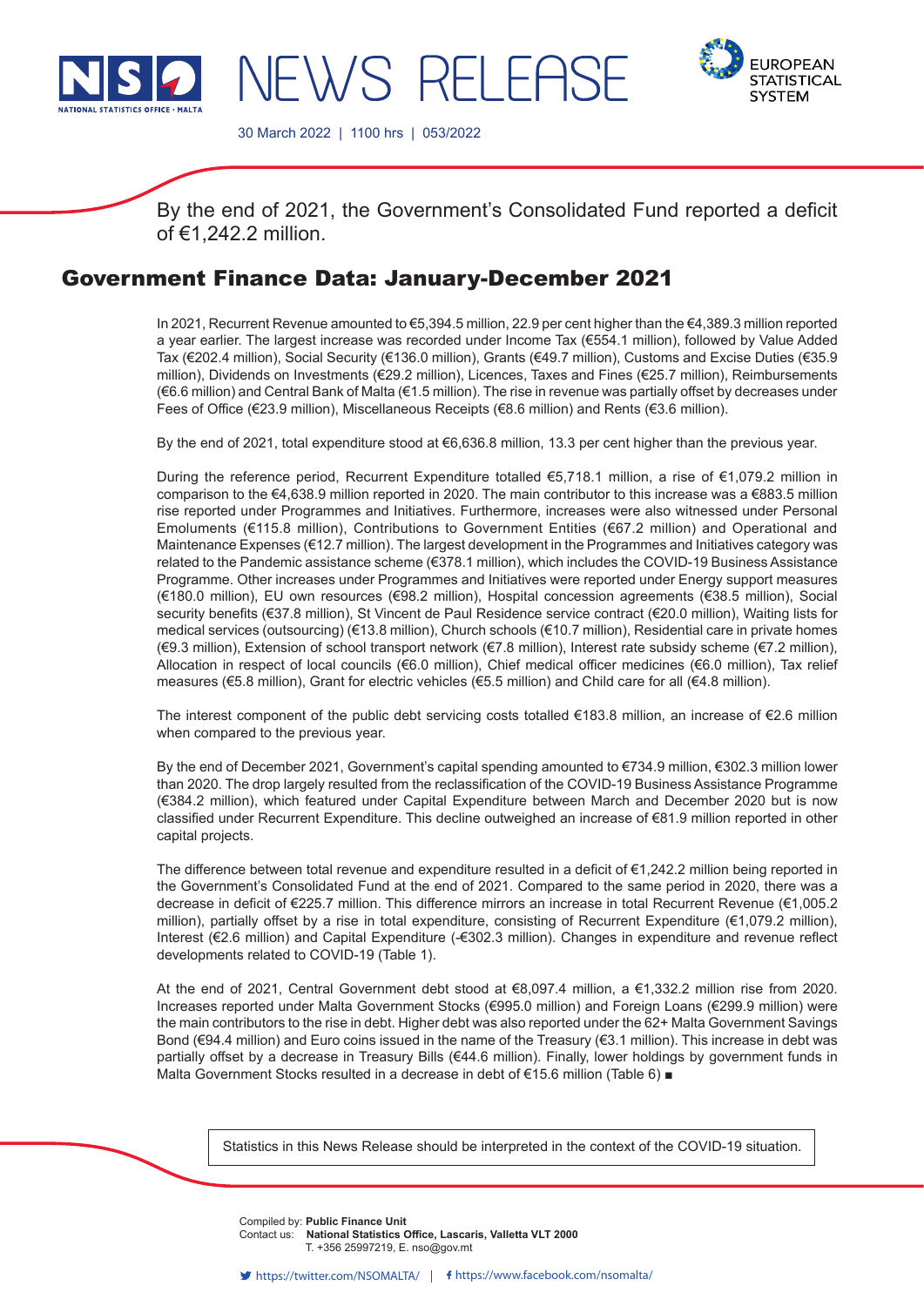NEWS RELEASE

30 March 2022 | 1100 hrs | 053/2022

By the end of 2021, the Government's Consolidated Fund reported a deficit of €1,242.2 million.

# Government Finance Data: January-December 2021

In 2021, Recurrent Revenue amounted to €5,394.5 million, 22.9 per cent higher than the €4,389.3 million reported a year earlier. The largest increase was recorded under Income Tax (€554.1 million), followed by Value Added Tax (€202.4 million), Social Security (€136.0 million), Grants (€49.7 million), Customs and Excise Duties (€35.9 million), Dividends on Investments (€29.2 million), Licences, Taxes and Fines (€25.7 million), Reimbursements (€6.6 million) and Central Bank of Malta (€1.5 million). The rise in revenue was partially offset by decreases under Fees of Office (€23.9 million), Miscellaneous Receipts (€8.6 million) and Rents (€3.6 million).

By the end of 2021, total expenditure stood at €6,636.8 million, 13.3 per cent higher than the previous year.

During the reference period, Recurrent Expenditure totalled €5,718.1 million, a rise of €1,079.2 million in comparison to the €4,638.9 million reported in 2020. The main contributor to this increase was a €883.5 million rise reported under Programmes and Initiatives. Furthermore, increases were also witnessed under Personal Emoluments (€115.8 million), Contributions to Government Entities (€67.2 million) and Operational and Maintenance Expenses (€12.7 million). The largest development in the Programmes and Initiatives category was related to the Pandemic assistance scheme (€378.1 million), which includes the COVID-19 Business Assistance Programme. Other increases under Programmes and Initiatives were reported under Energy support measures (€180.0 million), EU own resources (€98.2 million), Hospital concession agreements (€38.5 million), Social security benefits (€37.8 million), St Vincent de Paul Residence service contract (€20.0 million), Waiting lists for medical services (outsourcing) (€13.8 million), Church schools (€10.7 million), Residential care in private homes (€9.3 million), Extension of school transport network (€7.8 million), Interest rate subsidy scheme (€7.2 million), Allocation in respect of local councils (€6.0 million), Chief medical officer medicines (€6.0 million), Tax relief measures (€5.8 million), Grant for electric vehicles (€5.5 million) and Child care for all (€4.8 million).

The interest component of the public debt servicing costs totalled €183.8 million, an increase of €2.6 million when compared to the previous year.

By the end of December 2021, Government's capital spending amounted to €734.9 million, €302.3 million lower than 2020. The drop largely resulted from the reclassification of the COVID-19 Business Assistance Programme (€384.2 million), which featured under Capital Expenditure between March and December 2020 but is now classified under Recurrent Expenditure. This decline outweighed an increase of €81.9 million reported in other capital projects.

The difference between total revenue and expenditure resulted in a deficit of €1,242.2 million being reported in the Government's Consolidated Fund at the end of 2021. Compared to the same period in 2020, there was a decrease in deficit of €225.7 million. This difference mirrors an increase in total Recurrent Revenue (€1,005.2 million), partially offset by a rise in total expenditure, consisting of Recurrent Expenditure (€1,079.2 million), Interest (€2.6 million) and Capital Expenditure (-€302.3 million). Changes in expenditure and revenue reflect developments related to COVID-19 (Table 1).

At the end of 2021, Central Government debt stood at €8,097.4 million, a €1,332.2 million rise from 2020. Increases reported under Malta Government Stocks (€995.0 million) and Foreign Loans (€299.9 million) were the main contributors to the rise in debt. Higher debt was also reported under the 62+ Malta Government Savings Bond (€94.4 million) and Euro coins issued in the name of the Treasury (€3.1 million). This increase in debt was partially offset by a decrease in Treasury Bills (€44.6 million). Finally, lower holdings by government funds in Malta Government Stocks resulted in a decrease in debt of €15.6 million (Table 6) ■

Statistics in this News Release should be interpreted in the context of the COVID-19 situation.

Compiled by: **Public Finance Unit**
Contact us: **National Statistics Office, Lascaris, Valletta VLT 2000**
T. +356 25997219, E. nso@gov.mt

https://twitter.com/NSOMALTA/ | https://www.facebook.com/nsomalta/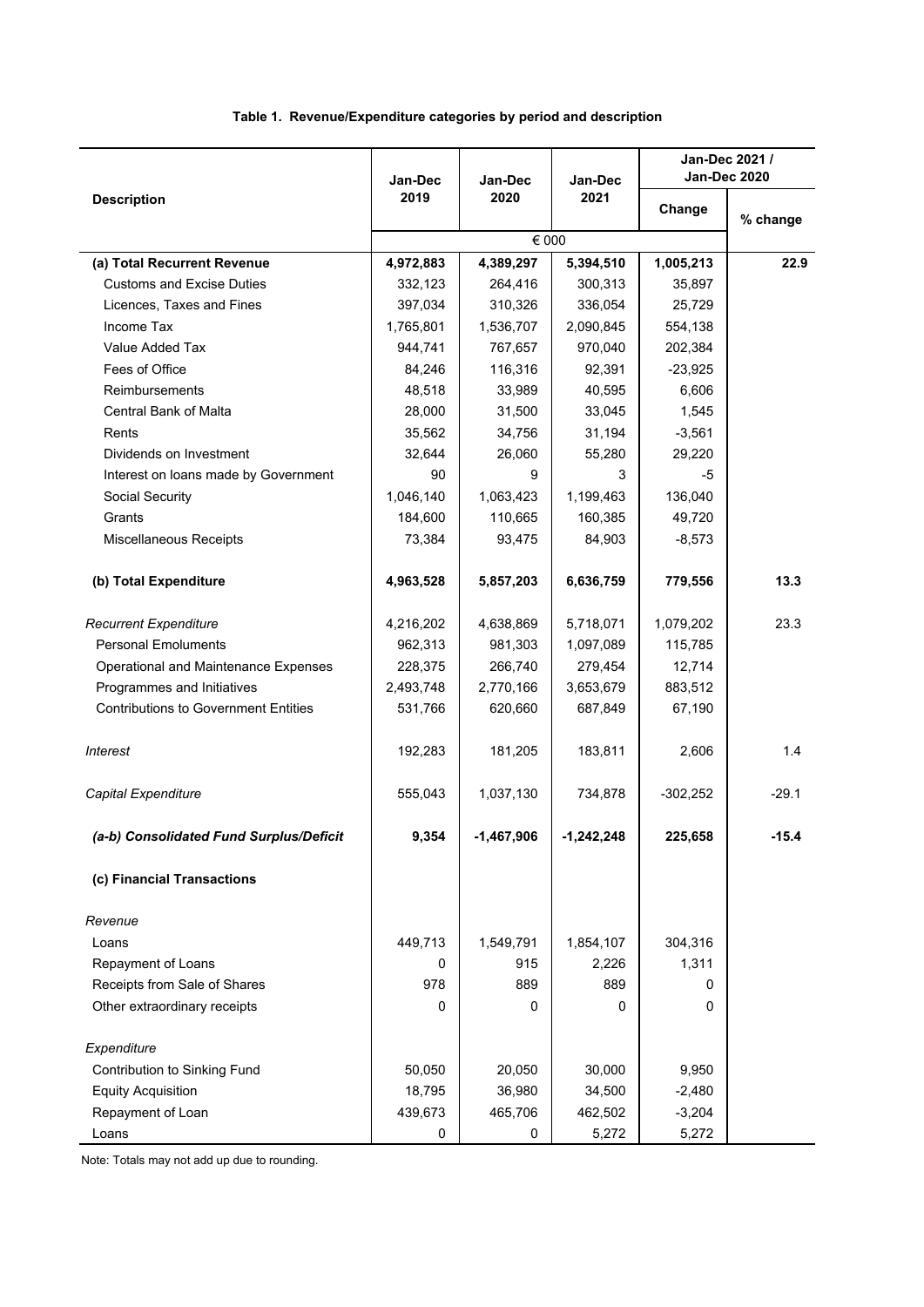**Table 1. Revenue/Expenditure categories by period and description**

| Description | Jan-Dec 2019 | Jan-Dec 2020 | Jan-Dec 2021 | Jan-Dec 2021 / Jan-Dec 2020 | |
|---|---|---|---|---|---|
| | | | | Change | % change |
| | € 000 | | | | |
| **(a) Total Recurrent Revenue** | **4,972,883** | **4,389,297** | **5,394,510** | **1,005,213** | **22.9** |
| Customs and Excise Duties | 332,123 | 264,416 | 300,313 | 35,897 | |
| Licences, Taxes and Fines | 397,034 | 310,326 | 336,054 | 25,729 | |
| Income Tax | 1,765,801 | 1,536,707 | 2,090,845 | 554,138 | |
| Value Added Tax | 944,741 | 767,657 | 970,040 | 202,384 | |
| Fees of Office | 84,246 | 116,316 | 92,391 | -23,925 | |
| Reimbursements | 48,518 | 33,989 | 40,595 | 6,606 | |
| Central Bank of Malta | 28,000 | 31,500 | 33,045 | 1,545 | |
| Rents | 35,562 | 34,756 | 31,194 | -3,561 | |
| Dividends on Investment | 32,644 | 26,060 | 55,280 | 29,220 | |
| Interest on loans made by Government | 90 | 9 | 3 | -5 | |
| Social Security | 1,046,140 | 1,063,423 | 1,199,463 | 136,040 | |
| Grants | 184,600 | 110,665 | 160,385 | 49,720 | |
| Miscellaneous Receipts | 73,384 | 93,475 | 84,903 | -8,573 | |
| **(b) Total Expenditure** | **4,963,528** | **5,857,203** | **6,636,759** | **779,556** | **13.3** |
| *Recurrent Expenditure* | 4,216,202 | 4,638,869 | 5,718,071 | 1,079,202 | 23.3 |
| Personal Emoluments | 962,313 | 981,303 | 1,097,089 | 115,785 | |
| Operational and Maintenance Expenses | 228,375 | 266,740 | 279,454 | 12,714 | |
| Programmes and Initiatives | 2,493,748 | 2,770,166 | 3,653,679 | 883,512 | |
| Contributions to Government Entities | 531,766 | 620,660 | 687,849 | 67,190 | |
| *Interest* | 192,283 | 181,205 | 183,811 | 2,606 | 1.4 |
| *Capital Expenditure* | 555,043 | 1,037,130 | 734,878 | -302,252 | -29.1 |
| ***(a-b) Consolidated Fund Surplus/Deficit*** | **9,354** | **-1,467,906** | **-1,242,248** | **225,658** | **-15.4** |
| **(c) Financial Transactions** | | | | | |
| *Revenue* | | | | | |
| Loans | 449,713 | 1,549,791 | 1,854,107 | 304,316 | |
| Repayment of Loans | 0 | 915 | 2,226 | 1,311 | |
| Receipts from Sale of Shares | 978 | 889 | 889 | 0 | |
| Other extraordinary receipts | 0 | 0 | 0 | 0 | |
| *Expenditure* | | | | | |
| Contribution to Sinking Fund | 50,050 | 20,050 | 30,000 | 9,950 | |
| Equity Acquisition | 18,795 | 36,980 | 34,500 | -2,480 | |
| Repayment of Loan | 439,673 | 465,706 | 462,502 | -3,204 | |
| Loans | 0 | 0 | 5,272 | 5,272 | |

Note: Totals may not add up due to rounding.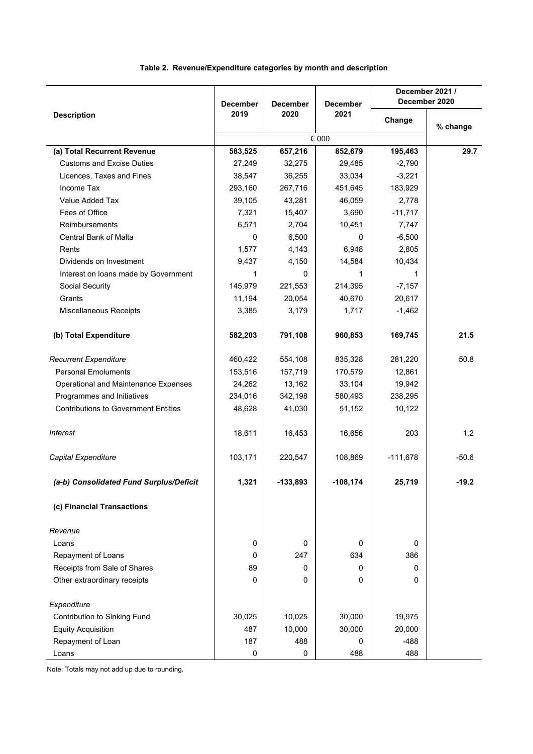**Table 2. Revenue/Expenditure categories by month and description**

| Description | December 2019 | December 2020 | December 2021 | December 2021 / December 2020 | |
|---|---|---|---|---|---|
| | | | | Change | % change |
| | € 000 | | | | |
| **(a) Total Recurrent Revenue** | **583,525** | **657,216** | **852,679** | **195,463** | **29.7** |
| Customs and Excise Duties | 27,249 | 32,275 | 29,485 | -2,790 | |
| Licences, Taxes and Fines | 38,547 | 36,255 | 33,034 | -3,221 | |
| Income Tax | 293,160 | 267,716 | 451,645 | 183,929 | |
| Value Added Tax | 39,105 | 43,281 | 46,059 | 2,778 | |
| Fees of Office | 7,321 | 15,407 | 3,690 | -11,717 | |
| Reimbursements | 6,571 | 2,704 | 10,451 | 7,747 | |
| Central Bank of Malta | 0 | 6,500 | 0 | -6,500 | |
| Rents | 1,577 | 4,143 | 6,948 | 2,805 | |
| Dividends on Investment | 9,437 | 4,150 | 14,584 | 10,434 | |
| Interest on loans made by Government | 1 | 0 | 1 | 1 | |
| Social Security | 145,979 | 221,553 | 214,395 | -7,157 | |
| Grants | 11,194 | 20,054 | 40,670 | 20,617 | |
| Miscellaneous Receipts | 3,385 | 3,179 | 1,717 | -1,462 | |
| **(b) Total Expenditure** | **582,203** | **791,108** | **960,853** | **169,745** | **21.5** |
| *Recurrent Expenditure* | 460,422 | 554,108 | 835,328 | 281,220 | 50.8 |
| Personal Emoluments | 153,516 | 157,719 | 170,579 | 12,861 | |
| Operational and Maintenance Expenses | 24,262 | 13,162 | 33,104 | 19,942 | |
| Programmes and Initiatives | 234,016 | 342,198 | 580,493 | 238,295 | |
| Contributions to Government Entities | 48,628 | 41,030 | 51,152 | 10,122 | |
| *Interest* | 18,611 | 16,453 | 16,656 | 203 | 1.2 |
| *Capital Expenditure* | 103,171 | 220,547 | 108,869 | -111,678 | -50.6 |
| ***(a-b) Consolidated Fund Surplus/Deficit*** | **1,321** | **-133,893** | **-108,174** | **25,719** | **-19.2** |
| **(c) Financial Transactions** | | | | | |
| *Revenue* | | | | | |
| Loans | 0 | 0 | 0 | 0 | |
| Repayment of Loans | 0 | 247 | 634 | 386 | |
| Receipts from Sale of Shares | 89 | 0 | 0 | 0 | |
| Other extraordinary receipts | 0 | 0 | 0 | 0 | |
| *Expenditure* | | | | | |
| Contribution to Sinking Fund | 30,025 | 10,025 | 30,000 | 19,975 | |
| Equity Acquisition | 487 | 10,000 | 30,000 | 20,000 | |
| Repayment of Loan | 187 | 488 | 0 | -488 | |
| Loans | 0 | 0 | 488 | 488 | |

Note: Totals may not add up due to rounding.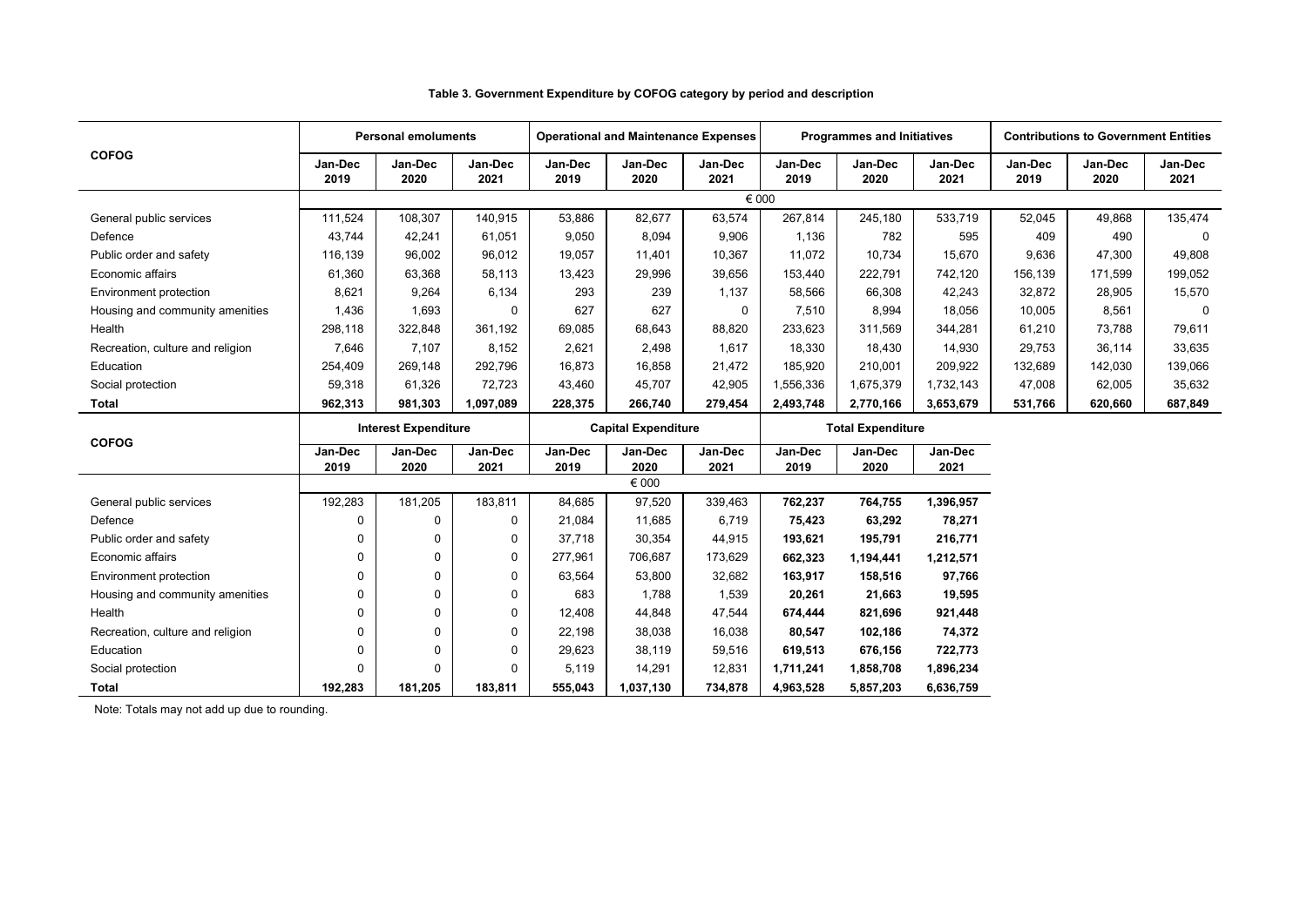**Table 3. Government Expenditure by COFOG category by period and description**

| COFOG | Personal emoluments | | | Operational and Maintenance Expenses | | | Programmes and Initiatives | | | Contributions to Government Entities | | |
|---|---|---|---|---|---|---|---|---|---|---|---|---|
| | Jan-Dec 2019 | Jan-Dec 2020 | Jan-Dec 2021 | Jan-Dec 2019 | Jan-Dec 2020 | Jan-Dec 2021 | Jan-Dec 2019 | Jan-Dec 2020 | Jan-Dec 2021 | Jan-Dec 2019 | Jan-Dec 2020 | Jan-Dec 2021 |
| | € 000 | | | | | | | | | | | |
| General public services | 111,524 | 108,307 | 140,915 | 53,886 | 82,677 | 63,574 | 267,814 | 245,180 | 533,719 | 52,045 | 49,868 | 135,474 |
| Defence | 43,744 | 42,241 | 61,051 | 9,050 | 8,094 | 9,906 | 1,136 | 782 | 595 | 409 | 490 | 0 |
| Public order and safety | 116,139 | 96,002 | 96,012 | 19,057 | 11,401 | 10,367 | 11,072 | 10,734 | 15,670 | 9,636 | 47,300 | 49,808 |
| Economic affairs | 61,360 | 63,368 | 58,113 | 13,423 | 29,996 | 39,656 | 153,440 | 222,791 | 742,120 | 156,139 | 171,599 | 199,052 |
| Environment protection | 8,621 | 9,264 | 6,134 | 293 | 239 | 1,137 | 58,566 | 66,308 | 42,243 | 32,872 | 28,905 | 15,570 |
| Housing and community amenities | 1,436 | 1,693 | 0 | 627 | 627 | 0 | 7,510 | 8,994 | 18,056 | 10,005 | 8,561 | 0 |
| Health | 298,118 | 322,848 | 361,192 | 69,085 | 68,643 | 88,820 | 233,623 | 311,569 | 344,281 | 61,210 | 73,788 | 79,611 |
| Recreation, culture and religion | 7,646 | 7,107 | 8,152 | 2,621 | 2,498 | 1,617 | 18,330 | 18,430 | 14,930 | 29,753 | 36,114 | 33,635 |
| Education | 254,409 | 269,148 | 292,796 | 16,873 | 16,858 | 21,472 | 185,920 | 210,001 | 209,922 | 132,689 | 142,030 | 139,066 |
| Social protection | 59,318 | 61,326 | 72,723 | 43,460 | 45,707 | 42,905 | 1,556,336 | 1,675,379 | 1,732,143 | 47,008 | 62,005 | 35,632 |
| **Total** | **962,313** | **981,303** | **1,097,089** | **228,375** | **266,740** | **279,454** | **2,493,748** | **2,770,166** | **3,653,679** | **531,766** | **620,660** | **687,849** |

| COFOG | Interest Expenditure | | | Capital Expenditure | | | Total Expenditure | | |
|---|---|---|---|---|---|---|---|---|---|
| | Jan-Dec 2019 | Jan-Dec 2020 | Jan-Dec 2021 | Jan-Dec 2019 | Jan-Dec 2020 | Jan-Dec 2021 | Jan-Dec 2019 | Jan-Dec 2020 | Jan-Dec 2021 |
| | € 000 | | | | | | | | |
| General public services | 192,283 | 181,205 | 183,811 | 84,685 | 97,520 | 339,463 | **762,237** | **764,755** | **1,396,957** |
| Defence | 0 | 0 | 0 | 21,084 | 11,685 | 6,719 | **75,423** | **63,292** | **78,271** |
| Public order and safety | 0 | 0 | 0 | 37,718 | 30,354 | 44,915 | **193,621** | **195,791** | **216,771** |
| Economic affairs | 0 | 0 | 0 | 277,961 | 706,687 | 173,629 | **662,323** | **1,194,441** | **1,212,571** |
| Environment protection | 0 | 0 | 0 | 63,564 | 53,800 | 32,682 | **163,917** | **158,516** | **97,766** |
| Housing and community amenities | 0 | 0 | 0 | 683 | 1,788 | 1,539 | **20,261** | **21,663** | **19,595** |
| Health | 0 | 0 | 0 | 12,408 | 44,848 | 47,544 | **674,444** | **821,696** | **921,448** |
| Recreation, culture and religion | 0 | 0 | 0 | 22,198 | 38,038 | 16,038 | **80,547** | **102,186** | **74,372** |
| Education | 0 | 0 | 0 | 29,623 | 38,119 | 59,516 | **619,513** | **676,156** | **722,773** |
| Social protection | 0 | 0 | 0 | 5,119 | 14,291 | 12,831 | **1,711,241** | **1,858,708** | **1,896,234** |
| **Total** | **192,283** | **181,205** | **183,811** | **555,043** | **1,037,130** | **734,878** | **4,963,528** | **5,857,203** | **6,636,759** |

Note: Totals may not add up due to rounding.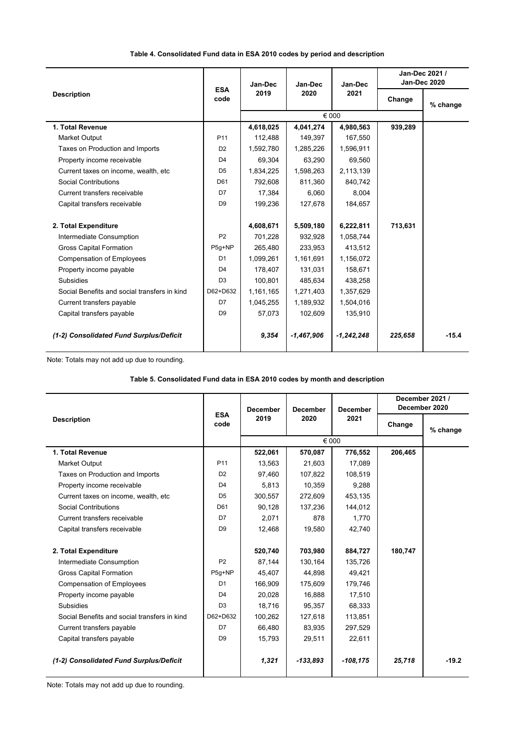**Table 4. Consolidated Fund data in ESA 2010 codes by period and description**

| Description | ESA code | Jan-Dec 2019 | Jan-Dec 2020 | Jan-Dec 2021 | Jan-Dec 2021 / Jan-Dec 2020 | |
|---|---|---|---|---|---|---|
| | | | | | Change | % change |
| | | € 000 | | | | |
| **1. Total Revenue** | | **4,618,025** | **4,041,274** | **4,980,563** | **939,289** | |
| Market Output | P11 | 112,488 | 149,397 | 167,550 | | |
| Taxes on Production and Imports | D2 | 1,592,780 | 1,285,226 | 1,596,911 | | |
| Property income receivable | D4 | 69,304 | 63,290 | 69,560 | | |
| Current taxes on income, wealth, etc | D5 | 1,834,225 | 1,598,263 | 2,113,139 | | |
| Social Contributions | D61 | 792,608 | 811,360 | 840,742 | | |
| Current transfers receivable | D7 | 17,384 | 6,060 | 8,004 | | |
| Capital transfers receivable | D9 | 199,236 | 127,678 | 184,657 | | |
| **2. Total Expenditure** | | **4,608,671** | **5,509,180** | **6,222,811** | **713,631** | |
| Intermediate Consumption | P2 | 701,228 | 932,928 | 1,058,744 | | |
| Gross Capital Formation | P5g+NP | 265,480 | 233,953 | 413,512 | | |
| Compensation of Employees | D1 | 1,099,261 | 1,161,691 | 1,156,072 | | |
| Property income payable | D4 | 178,407 | 131,031 | 158,671 | | |
| Subsidies | D3 | 100,801 | 485,634 | 438,258 | | |
| Social Benefits and social transfers in kind | D62+D632 | 1,161,165 | 1,271,403 | 1,357,629 | | |
| Current transfers payable | D7 | 1,045,255 | 1,189,932 | 1,504,016 | | |
| Capital transfers payable | D9 | 57,073 | 102,609 | 135,910 | | |
| ***(1-2) Consolidated Fund Surplus/Deficit*** | | ***9,354*** | ***-1,467,906*** | ***-1,242,248*** | ***225,658*** | **-15.4** |

Note: Totals may not add up due to rounding.

**Table 5. Consolidated Fund data in ESA 2010 codes by month and description**

| Description | ESA code | December 2019 | December 2020 | December 2021 | December 2021 / December 2020 | |
|---|---|---|---|---|---|---|
| | | | | | Change | % change |
| | | € 000 | | | | |
| **1. Total Revenue** | | **522,061** | **570,087** | **776,552** | **206,465** | |
| Market Output | P11 | 13,563 | 21,603 | 17,089 | | |
| Taxes on Production and Imports | D2 | 97,460 | 107,822 | 108,519 | | |
| Property income receivable | D4 | 5,813 | 10,359 | 9,288 | | |
| Current taxes on income, wealth, etc | D5 | 300,557 | 272,609 | 453,135 | | |
| Social Contributions | D61 | 90,128 | 137,236 | 144,012 | | |
| Current transfers receivable | D7 | 2,071 | 878 | 1,770 | | |
| Capital transfers receivable | D9 | 12,468 | 19,580 | 42,740 | | |
| **2. Total Expenditure** | | **520,740** | **703,980** | **884,727** | **180,747** | |
| Intermediate Consumption | P2 | 87,144 | 130,164 | 135,726 | | |
| Gross Capital Formation | P5g+NP | 45,407 | 44,898 | 49,421 | | |
| Compensation of Employees | D1 | 166,909 | 175,609 | 179,746 | | |
| Property income payable | D4 | 20,028 | 16,888 | 17,510 | | |
| Subsidies | D3 | 18,716 | 95,357 | 68,333 | | |
| Social Benefits and social transfers in kind | D62+D632 | 100,262 | 127,618 | 113,851 | | |
| Current transfers payable | D7 | 66,480 | 83,935 | 297,529 | | |
| Capital transfers payable | D9 | 15,793 | 29,511 | 22,611 | | |
| ***(1-2) Consolidated Fund Surplus/Deficit*** | | ***1,321*** | ***-133,893*** | ***-108,175*** | ***25,718*** | **-19.2** |

Note: Totals may not add up due to rounding.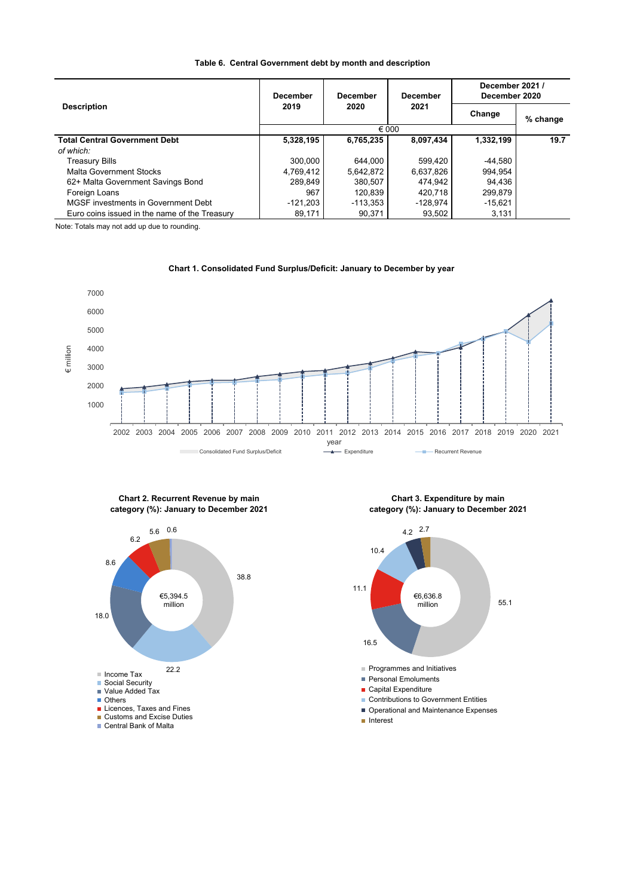**Table 6. Central Government debt by month and description**

| Description | December 2019 | December 2020 | December 2021 | December 2021 / December 2020 | |
|---|---|---|---|---|---|
| | | | | Change | % change |
| | € 000 | | | | |
| **Total Central Government Debt** | **5,328,195** | **6,765,235** | **8,097,434** | **1,332,199** | **19.7** |
| *of which:* | | | | | |
| Treasury Bills | 300,000 | 644,000 | 599,420 | -44,580 | |
| Malta Government Stocks | 4,769,412 | 5,642,872 | 6,637,826 | 994,954 | |
| 62+ Malta Government Savings Bond | 289,849 | 380,507 | 474,942 | 94,436 | |
| Foreign Loans | 967 | 120,839 | 420,718 | 299,879 | |
| MGSF investments in Government Debt | -121,203 | -113,353 | -128,974 | -15,621 | |
| Euro coins issued in the name of the Treasury | 89,171 | 90,371 | 93,502 | 3,131 | |

Note: Totals may not add up due to rounding.

**Chart 1. Consolidated Fund Surplus/Deficit: January to December by year**

**Chart 2. Recurrent Revenue by main category (%): January to December 2021**

€5,394.5 million

- Income Tax: 38.8
- Social Security: 22.2
- Value Added Tax: 18.0
- Others: 8.6
- Licences, Taxes and Fines: 6.2
- Customs and Excise Duties: 5.6
- Central Bank of Malta: 0.6

**Chart 3. Expenditure by main category (%): January to December 2021**

€6,636.8 million

- Programmes and Initiatives: 55.1
- Personal Emoluments: 16.5
- Capital Expenditure: 11.1
- Contributions to Government Entities: 10.4
- Operational and Maintenance Expenses: 4.2
- Interest: 2.7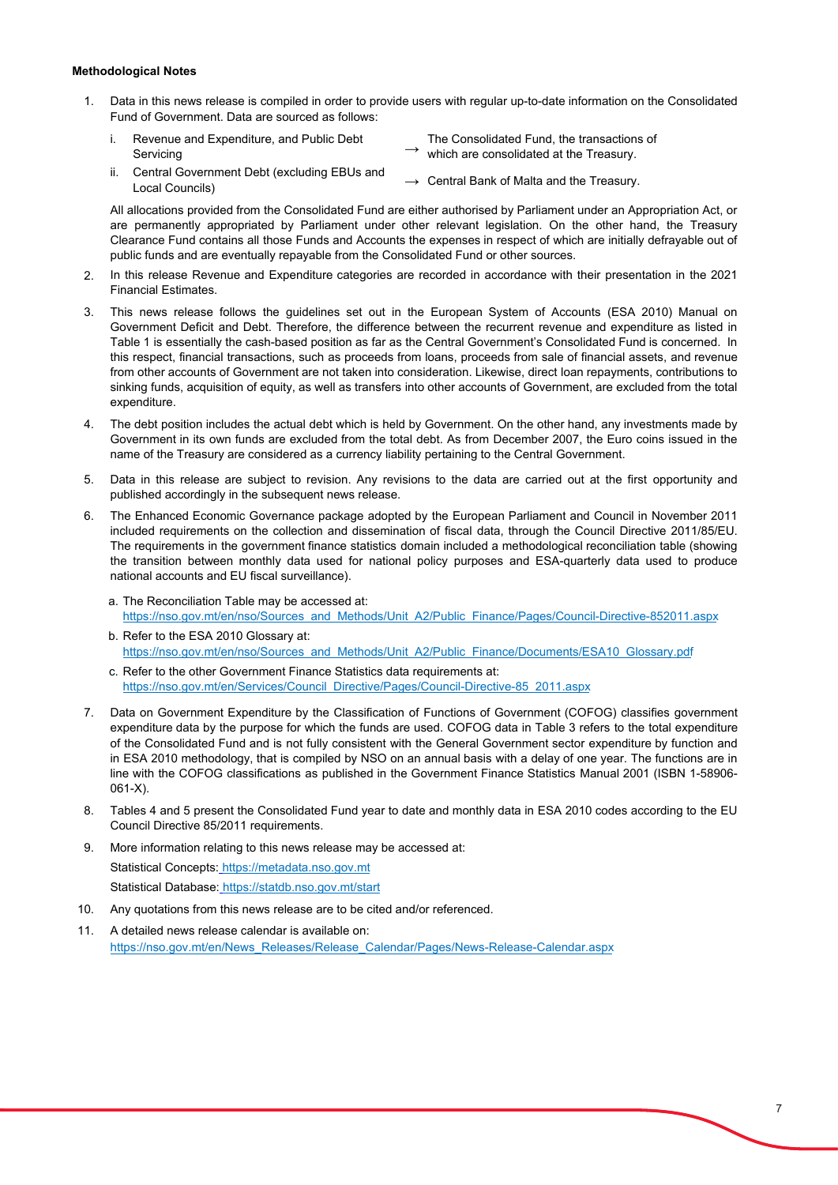**Methodological Notes**

1. Data in this news release is compiled in order to provide users with regular up-to-date information on the Consolidated Fund of Government. Data are sourced as follows:

   i. Revenue and Expenditure, and Public Debt Servicing → The Consolidated Fund, the transactions of which are consolidated at the Treasury.

   ii. Central Government Debt (excluding EBUs and Local Councils) → Central Bank of Malta and the Treasury.

   All allocations provided from the Consolidated Fund are either authorised by Parliament under an Appropriation Act, or are permanently appropriated by Parliament under other relevant legislation. On the other hand, the Treasury Clearance Fund contains all those Funds and Accounts the expenses in respect of which are initially defrayable out of public funds and are eventually repayable from the Consolidated Fund or other sources.

2. In this release Revenue and Expenditure categories are recorded in accordance with their presentation in the 2021 Financial Estimates.

3. This news release follows the guidelines set out in the European System of Accounts (ESA 2010) Manual on Government Deficit and Debt. Therefore, the difference between the recurrent revenue and expenditure as listed in Table 1 is essentially the cash-based position as far as the Central Government's Consolidated Fund is concerned. In this respect, financial transactions, such as proceeds from loans, proceeds from sale of financial assets, and revenue from other accounts of Government are not taken into consideration. Likewise, direct loan repayments, contributions to sinking funds, acquisition of equity, as well as transfers into other accounts of Government, are excluded from the total expenditure.

4. The debt position includes the actual debt which is held by Government. On the other hand, any investments made by Government in its own funds are excluded from the total debt. As from December 2007, the Euro coins issued in the name of the Treasury are considered as a currency liability pertaining to the Central Government.

5. Data in this release are subject to revision. Any revisions to the data are carried out at the first opportunity and published accordingly in the subsequent news release.

6. The Enhanced Economic Governance package adopted by the European Parliament and Council in November 2011 included requirements on the collection and dissemination of fiscal data, through the Council Directive 2011/85/EU. The requirements in the government finance statistics domain included a methodological reconciliation table (showing the transition between monthly data used for national policy purposes and ESA-quarterly data used to produce national accounts and EU fiscal surveillance).

   a. The Reconciliation Table may be accessed at:
   https://nso.gov.mt/en/nso/Sources_and_Methods/Unit_A2/Public_Finance/Pages/Council-Directive-852011.aspx

   b. Refer to the ESA 2010 Glossary at:
   https://nso.gov.mt/en/nso/Sources_and_Methods/Unit_A2/Public_Finance/Documents/ESA10_Glossary.pdf

   c. Refer to the other Government Finance Statistics data requirements at:
   https://nso.gov.mt/en/Services/Council_Directive/Pages/Council-Directive-85_2011.aspx

7. Data on Government Expenditure by the Classification of Functions of Government (COFOG) classifies government expenditure data by the purpose for which the funds are used. COFOG data in Table 3 refers to the total expenditure of the Consolidated Fund and is not fully consistent with the General Government sector expenditure by function and in ESA 2010 methodology, that is compiled by NSO on an annual basis with a delay of one year. The functions are in line with the COFOG classifications as published in the Government Finance Statistics Manual 2001 (ISBN 1-58906-061-X).

8. Tables 4 and 5 present the Consolidated Fund year to date and monthly data in ESA 2010 codes according to the EU Council Directive 85/2011 requirements.

9. More information relating to this news release may be accessed at:

   Statistical Concepts: https://metadata.nso.gov.mt

   Statistical Database: https://statdb.nso.gov.mt/start

10. Any quotations from this news release are to be cited and/or referenced.

11. A detailed news release calendar is available on:
    https://nso.gov.mt/en/News_Releases/Release_Calendar/Pages/News-Release-Calendar.aspx